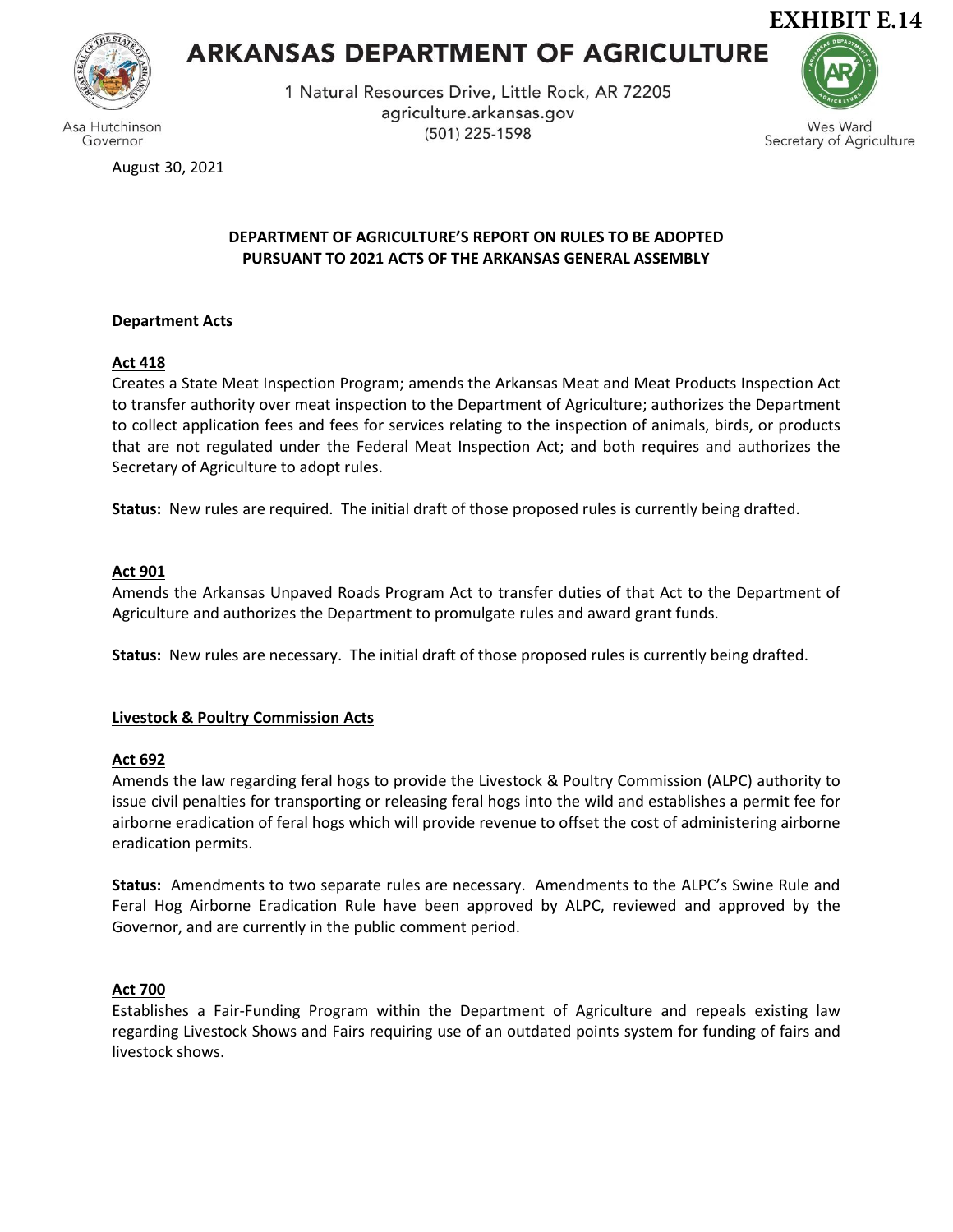EXHIBIT E.14

# ARKANSAS DEPARTMENT OF AGRICULTURE

1 Natural Resources Drive, Little Rock, AR 72205
agriculture.arkansas.gov
(501) 225-1598

Asa Hutchinson
Governor

Wes Ward
Secretary of Agriculture

August 30, 2021

**DEPARTMENT OF AGRICULTURE'S REPORT ON RULES TO BE ADOPTED PURSUANT TO 2021 ACTS OF THE ARKANSAS GENERAL ASSEMBLY**

## Department Acts

### Act 418

Creates a State Meat Inspection Program; amends the Arkansas Meat and Meat Products Inspection Act to transfer authority over meat inspection to the Department of Agriculture; authorizes the Department to collect application fees and fees for services relating to the inspection of animals, birds, or products that are not regulated under the Federal Meat Inspection Act; and both requires and authorizes the Secretary of Agriculture to adopt rules.

**Status:** New rules are required. The initial draft of those proposed rules is currently being drafted.

### Act 901

Amends the Arkansas Unpaved Roads Program Act to transfer duties of that Act to the Department of Agriculture and authorizes the Department to promulgate rules and award grant funds.

**Status:** New rules are necessary. The initial draft of those proposed rules is currently being drafted.

## Livestock & Poultry Commission Acts

### Act 692

Amends the law regarding feral hogs to provide the Livestock & Poultry Commission (ALPC) authority to issue civil penalties for transporting or releasing feral hogs into the wild and establishes a permit fee for airborne eradication of feral hogs which will provide revenue to offset the cost of administering airborne eradication permits.

**Status:** Amendments to two separate rules are necessary. Amendments to the ALPC's Swine Rule and Feral Hog Airborne Eradication Rule have been approved by ALPC, reviewed and approved by the Governor, and are currently in the public comment period.

### Act 700

Establishes a Fair-Funding Program within the Department of Agriculture and repeals existing law regarding Livestock Shows and Fairs requiring use of an outdated points system for funding of fairs and livestock shows.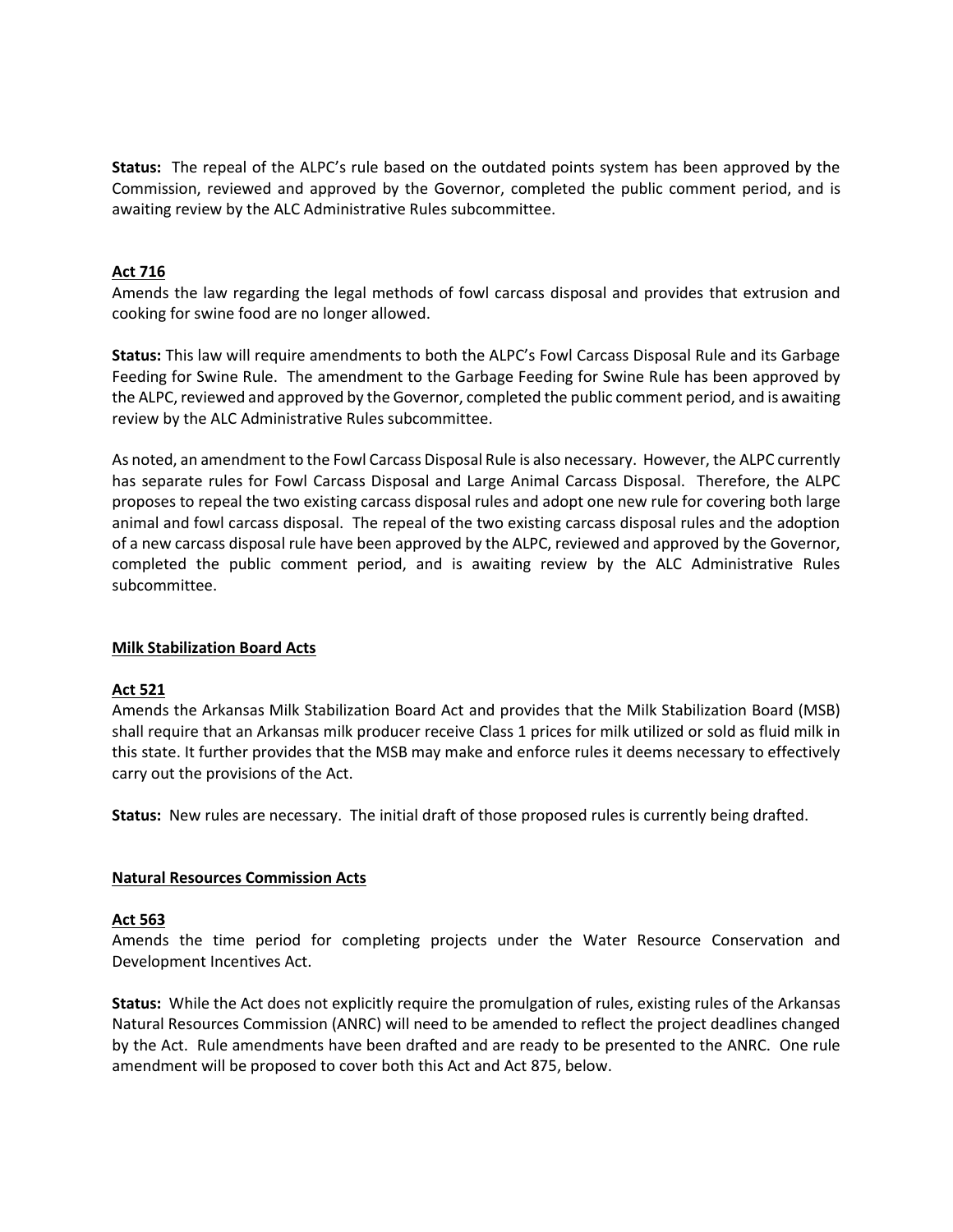**Status:** The repeal of the ALPC's rule based on the outdated points system has been approved by the Commission, reviewed and approved by the Governor, completed the public comment period, and is awaiting review by the ALC Administrative Rules subcommittee.

**Act 716**

Amends the law regarding the legal methods of fowl carcass disposal and provides that extrusion and cooking for swine food are no longer allowed.

**Status:** This law will require amendments to both the ALPC's Fowl Carcass Disposal Rule and its Garbage Feeding for Swine Rule. The amendment to the Garbage Feeding for Swine Rule has been approved by the ALPC, reviewed and approved by the Governor, completed the public comment period, and is awaiting review by the ALC Administrative Rules subcommittee.

As noted, an amendment to the Fowl Carcass Disposal Rule is also necessary. However, the ALPC currently has separate rules for Fowl Carcass Disposal and Large Animal Carcass Disposal. Therefore, the ALPC proposes to repeal the two existing carcass disposal rules and adopt one new rule for covering both large animal and fowl carcass disposal. The repeal of the two existing carcass disposal rules and the adoption of a new carcass disposal rule have been approved by the ALPC, reviewed and approved by the Governor, completed the public comment period, and is awaiting review by the ALC Administrative Rules subcommittee.

**Milk Stabilization Board Acts**

**Act 521**

Amends the Arkansas Milk Stabilization Board Act and provides that the Milk Stabilization Board (MSB) shall require that an Arkansas milk producer receive Class 1 prices for milk utilized or sold as fluid milk in this state. It further provides that the MSB may make and enforce rules it deems necessary to effectively carry out the provisions of the Act.

**Status:** New rules are necessary. The initial draft of those proposed rules is currently being drafted.

**Natural Resources Commission Acts**

**Act 563**

Amends the time period for completing projects under the Water Resource Conservation and Development Incentives Act.

**Status:** While the Act does not explicitly require the promulgation of rules, existing rules of the Arkansas Natural Resources Commission (ANRC) will need to be amended to reflect the project deadlines changed by the Act. Rule amendments have been drafted and are ready to be presented to the ANRC. One rule amendment will be proposed to cover both this Act and Act 875, below.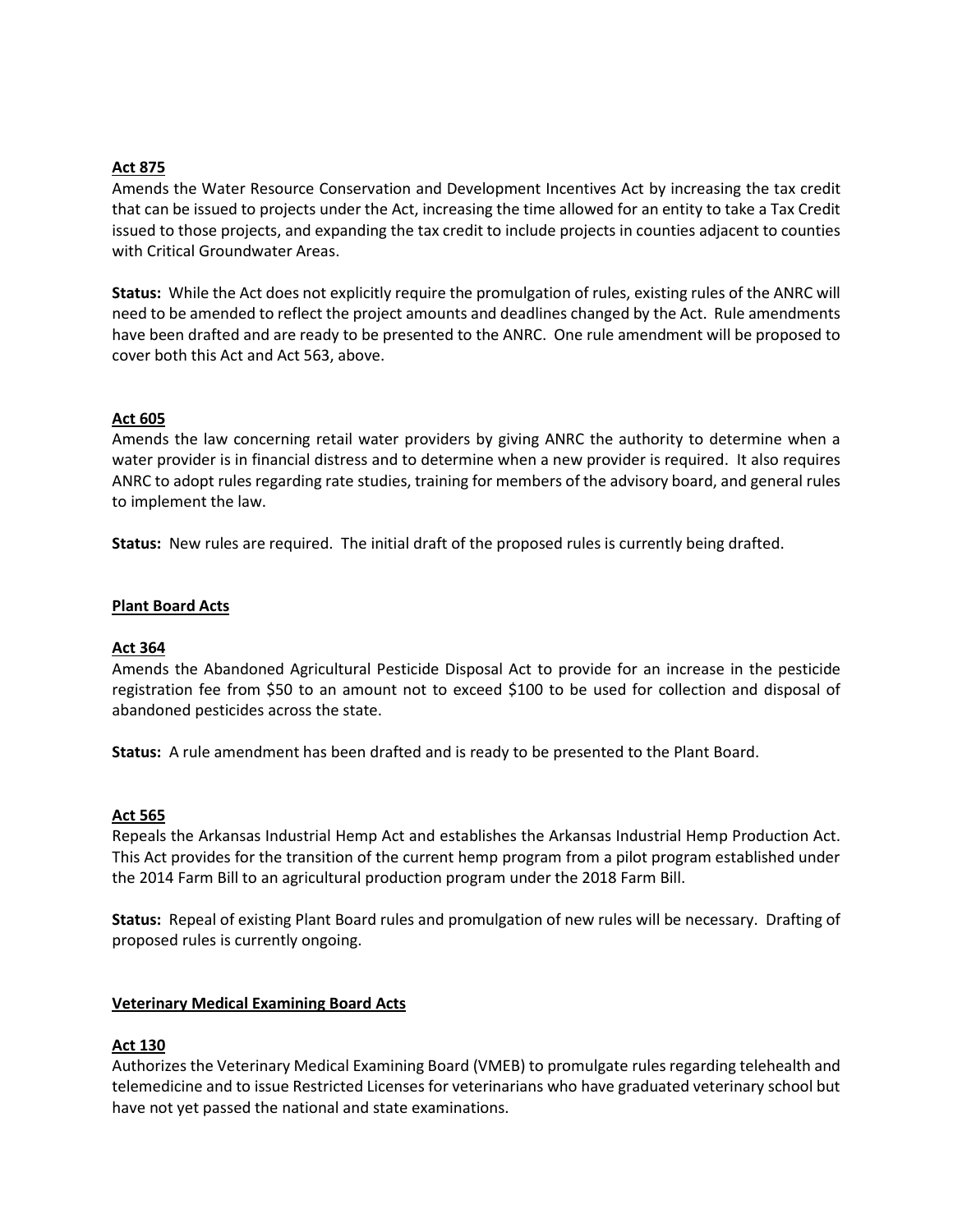**Act 875**

Amends the Water Resource Conservation and Development Incentives Act by increasing the tax credit that can be issued to projects under the Act, increasing the time allowed for an entity to take a Tax Credit issued to those projects, and expanding the tax credit to include projects in counties adjacent to counties with Critical Groundwater Areas.

**Status:** While the Act does not explicitly require the promulgation of rules, existing rules of the ANRC will need to be amended to reflect the project amounts and deadlines changed by the Act. Rule amendments have been drafted and are ready to be presented to the ANRC. One rule amendment will be proposed to cover both this Act and Act 563, above.

**Act 605**

Amends the law concerning retail water providers by giving ANRC the authority to determine when a water provider is in financial distress and to determine when a new provider is required. It also requires ANRC to adopt rules regarding rate studies, training for members of the advisory board, and general rules to implement the law.

**Status:** New rules are required. The initial draft of the proposed rules is currently being drafted.

**Plant Board Acts**

**Act 364**

Amends the Abandoned Agricultural Pesticide Disposal Act to provide for an increase in the pesticide registration fee from $50 to an amount not to exceed $100 to be used for collection and disposal of abandoned pesticides across the state.

**Status:** A rule amendment has been drafted and is ready to be presented to the Plant Board.

**Act 565**

Repeals the Arkansas Industrial Hemp Act and establishes the Arkansas Industrial Hemp Production Act. This Act provides for the transition of the current hemp program from a pilot program established under the 2014 Farm Bill to an agricultural production program under the 2018 Farm Bill.

**Status:** Repeal of existing Plant Board rules and promulgation of new rules will be necessary. Drafting of proposed rules is currently ongoing.

**Veterinary Medical Examining Board Acts**

**Act 130**

Authorizes the Veterinary Medical Examining Board (VMEB) to promulgate rules regarding telehealth and telemedicine and to issue Restricted Licenses for veterinarians who have graduated veterinary school but have not yet passed the national and state examinations.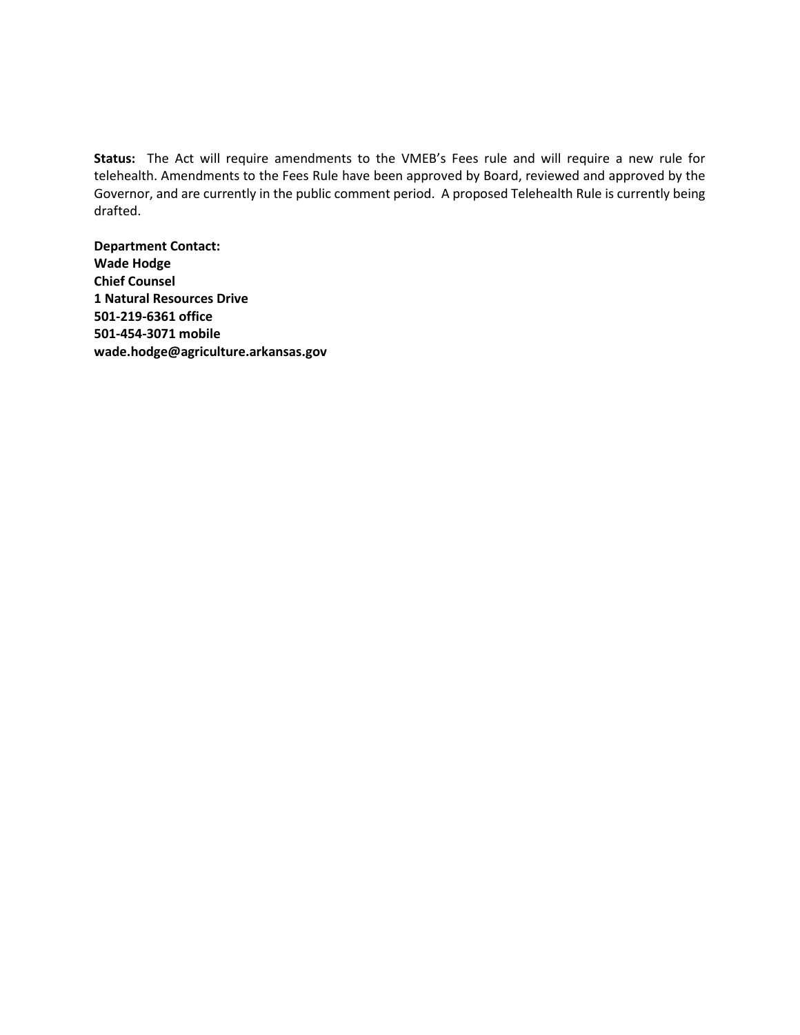**Status:** The Act will require amendments to the VMEB's Fees rule and will require a new rule for telehealth. Amendments to the Fees Rule have been approved by Board, reviewed and approved by the Governor, and are currently in the public comment period. A proposed Telehealth Rule is currently being drafted.

**Department Contact:**
**Wade Hodge**
**Chief Counsel**
**1 Natural Resources Drive**
**501-219-6361 office**
**501-454-3071 mobile**
**wade.hodge@agriculture.arkansas.gov**